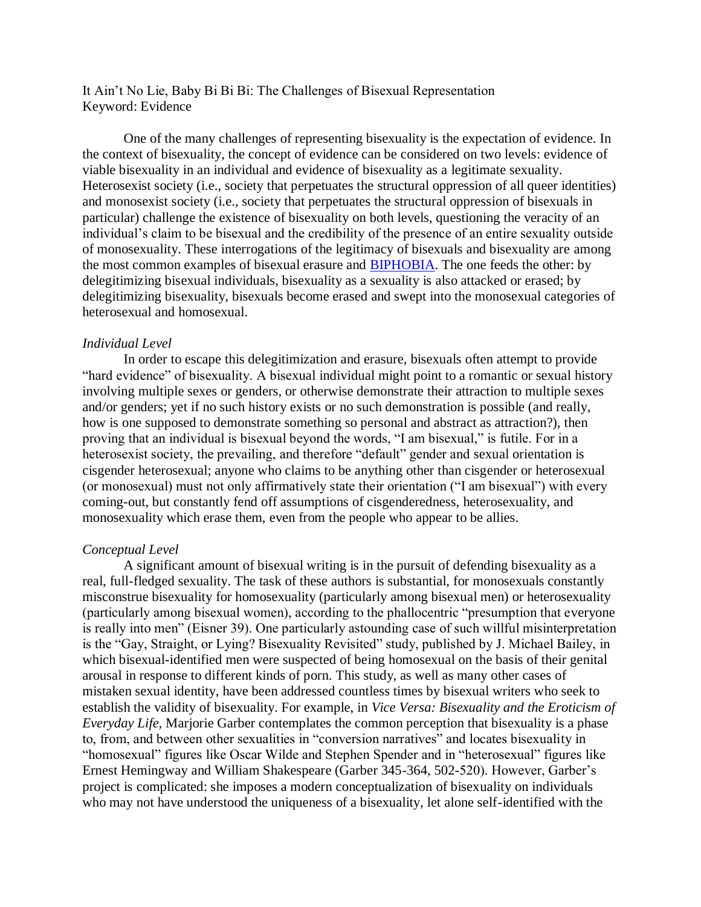# It Ain't No Lie, Baby Bi Bi Bi: The Challenges of Bisexual Representation

Keyword: Evidence

One of the many challenges of representing bisexuality is the expectation of evidence. In the context of bisexuality, the concept of evidence can be considered on two levels: evidence of viable bisexuality in an individual and evidence of bisexuality as a legitimate sexuality. Heterosexist society (i.e., society that perpetuates the structural oppression of all queer identities) and monosexist society (i.e., society that perpetuates the structural oppression of bisexuals in particular) challenge the existence of bisexuality on both levels, questioning the veracity of an individual's claim to be bisexual and the credibility of the presence of an entire sexuality outside of monosexuality. These interrogations of the legitimacy of bisexuals and bisexuality are among the most common examples of bisexual erasure and BIPHOBIA. The one feeds the other: by delegitimizing bisexual individuals, bisexuality as a sexuality is also attacked or erased; by delegitimizing bisexuality, bisexuals become erased and swept into the monosexual categories of heterosexual and homosexual.

*Individual Level*

In order to escape this delegitimization and erasure, bisexuals often attempt to provide "hard evidence" of bisexuality. A bisexual individual might point to a romantic or sexual history involving multiple sexes or genders, or otherwise demonstrate their attraction to multiple sexes and/or genders; yet if no such history exists or no such demonstration is possible (and really, how is one supposed to demonstrate something so personal and abstract as attraction?), then proving that an individual is bisexual beyond the words, "I am bisexual," is futile. For in a heterosexist society, the prevailing, and therefore "default" gender and sexual orientation is cisgender heterosexual; anyone who claims to be anything other than cisgender or heterosexual (or monosexual) must not only affirmatively state their orientation ("I am bisexual") with every coming-out, but constantly fend off assumptions of cisgenderedness, heterosexuality, and monosexuality which erase them, even from the people who appear to be allies.

*Conceptual Level*

A significant amount of bisexual writing is in the pursuit of defending bisexuality as a real, full-fledged sexuality. The task of these authors is substantial, for monosexuals constantly misconstrue bisexuality for homosexuality (particularly among bisexual men) or heterosexuality (particularly among bisexual women), according to the phallocentric "presumption that everyone is really into men" (Eisner 39). One particularly astounding case of such willful misinterpretation is the "Gay, Straight, or Lying? Bisexuality Revisited" study, published by J. Michael Bailey, in which bisexual-identified men were suspected of being homosexual on the basis of their genital arousal in response to different kinds of porn. This study, as well as many other cases of mistaken sexual identity, have been addressed countless times by bisexual writers who seek to establish the validity of bisexuality. For example, in *Vice Versa: Bisexuality and the Eroticism of Everyday Life*, Marjorie Garber contemplates the common perception that bisexuality is a phase to, from, and between other sexualities in "conversion narratives" and locates bisexuality in "homosexual" figures like Oscar Wilde and Stephen Spender and in "heterosexual" figures like Ernest Hemingway and William Shakespeare (Garber 345-364, 502-520). However, Garber's project is complicated: she imposes a modern conceptualization of bisexuality on individuals who may not have understood the uniqueness of a bisexuality, let alone self-identified with the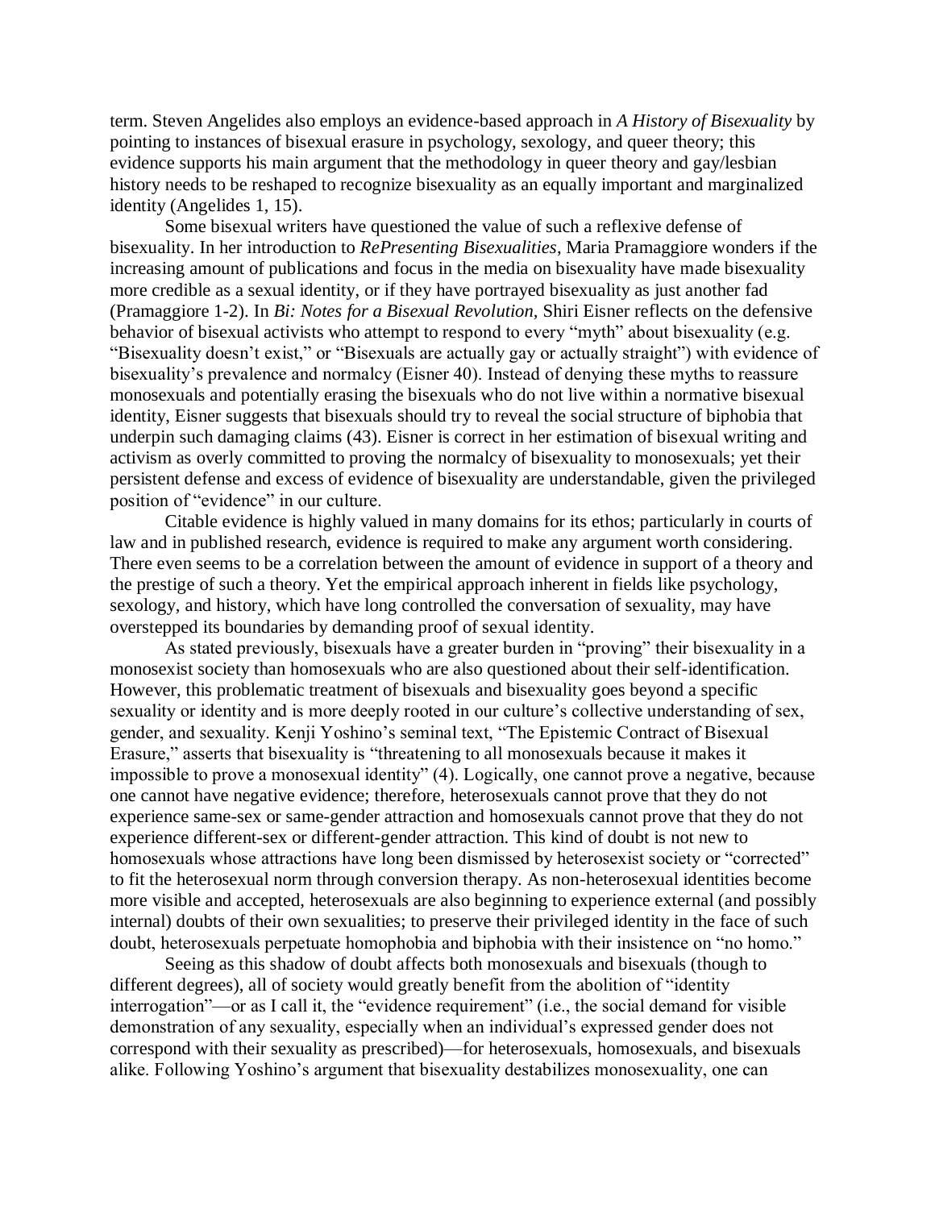term. Steven Angelides also employs an evidence-based approach in *A History of Bisexuality* by pointing to instances of bisexual erasure in psychology, sexology, and queer theory; this evidence supports his main argument that the methodology in queer theory and gay/lesbian history needs to be reshaped to recognize bisexuality as an equally important and marginalized identity (Angelides 1, 15).

Some bisexual writers have questioned the value of such a reflexive defense of bisexuality. In her introduction to *RePresenting Bisexualities*, Maria Pramaggiore wonders if the increasing amount of publications and focus in the media on bisexuality have made bisexuality more credible as a sexual identity, or if they have portrayed bisexuality as just another fad (Pramaggiore 1-2). In *Bi: Notes for a Bisexual Revolution*, Shiri Eisner reflects on the defensive behavior of bisexual activists who attempt to respond to every "myth" about bisexuality (e.g. "Bisexuality doesn't exist," or "Bisexuals are actually gay or actually straight") with evidence of bisexuality's prevalence and normalcy (Eisner 40). Instead of denying these myths to reassure monosexuals and potentially erasing the bisexuals who do not live within a normative bisexual identity, Eisner suggests that bisexuals should try to reveal the social structure of biphobia that underpin such damaging claims (43). Eisner is correct in her estimation of bisexual writing and activism as overly committed to proving the normalcy of bisexuality to monosexuals; yet their persistent defense and excess of evidence of bisexuality are understandable, given the privileged position of "evidence" in our culture.

Citable evidence is highly valued in many domains for its ethos; particularly in courts of law and in published research, evidence is required to make any argument worth considering. There even seems to be a correlation between the amount of evidence in support of a theory and the prestige of such a theory. Yet the empirical approach inherent in fields like psychology, sexology, and history, which have long controlled the conversation of sexuality, may have overstepped its boundaries by demanding proof of sexual identity.

As stated previously, bisexuals have a greater burden in "proving" their bisexuality in a monosexist society than homosexuals who are also questioned about their self-identification. However, this problematic treatment of bisexuals and bisexuality goes beyond a specific sexuality or identity and is more deeply rooted in our culture's collective understanding of sex, gender, and sexuality. Kenji Yoshino's seminal text, "The Epistemic Contract of Bisexual Erasure," asserts that bisexuality is "threatening to all monosexuals because it makes it impossible to prove a monosexual identity" (4). Logically, one cannot prove a negative, because one cannot have negative evidence; therefore, heterosexuals cannot prove that they do not experience same-sex or same-gender attraction and homosexuals cannot prove that they do not experience different-sex or different-gender attraction. This kind of doubt is not new to homosexuals whose attractions have long been dismissed by heterosexist society or "corrected" to fit the heterosexual norm through conversion therapy. As non-heterosexual identities become more visible and accepted, heterosexuals are also beginning to experience external (and possibly internal) doubts of their own sexualities; to preserve their privileged identity in the face of such doubt, heterosexuals perpetuate homophobia and biphobia with their insistence on "no homo."

Seeing as this shadow of doubt affects both monosexuals and bisexuals (though to different degrees), all of society would greatly benefit from the abolition of "identity interrogation"—or as I call it, the "evidence requirement" (i.e., the social demand for visible demonstration of any sexuality, especially when an individual's expressed gender does not correspond with their sexuality as prescribed)—for heterosexuals, homosexuals, and bisexuals alike. Following Yoshino's argument that bisexuality destabilizes monosexuality, one can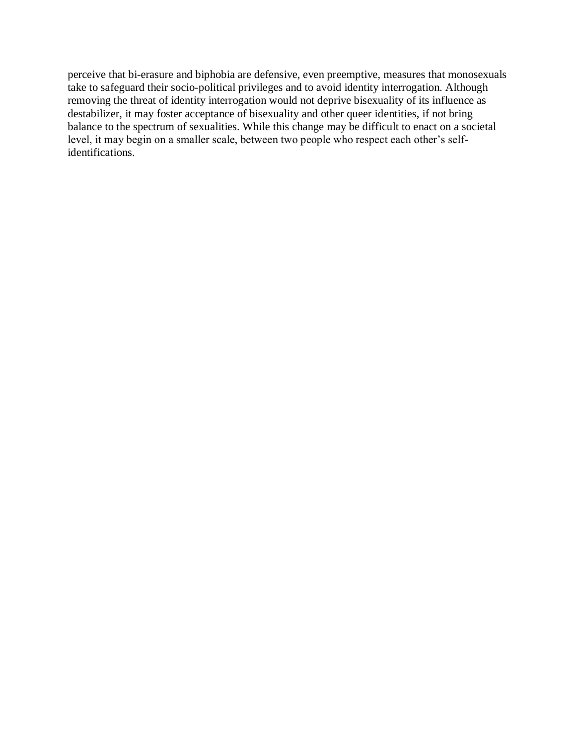perceive that bi-erasure and biphobia are defensive, even preemptive, measures that monosexuals take to safeguard their socio-political privileges and to avoid identity interrogation. Although removing the threat of identity interrogation would not deprive bisexuality of its influence as destabilizer, it may foster acceptance of bisexuality and other queer identities, if not bring balance to the spectrum of sexualities. While this change may be difficult to enact on a societal level, it may begin on a smaller scale, between two people who respect each other's self-identifications.